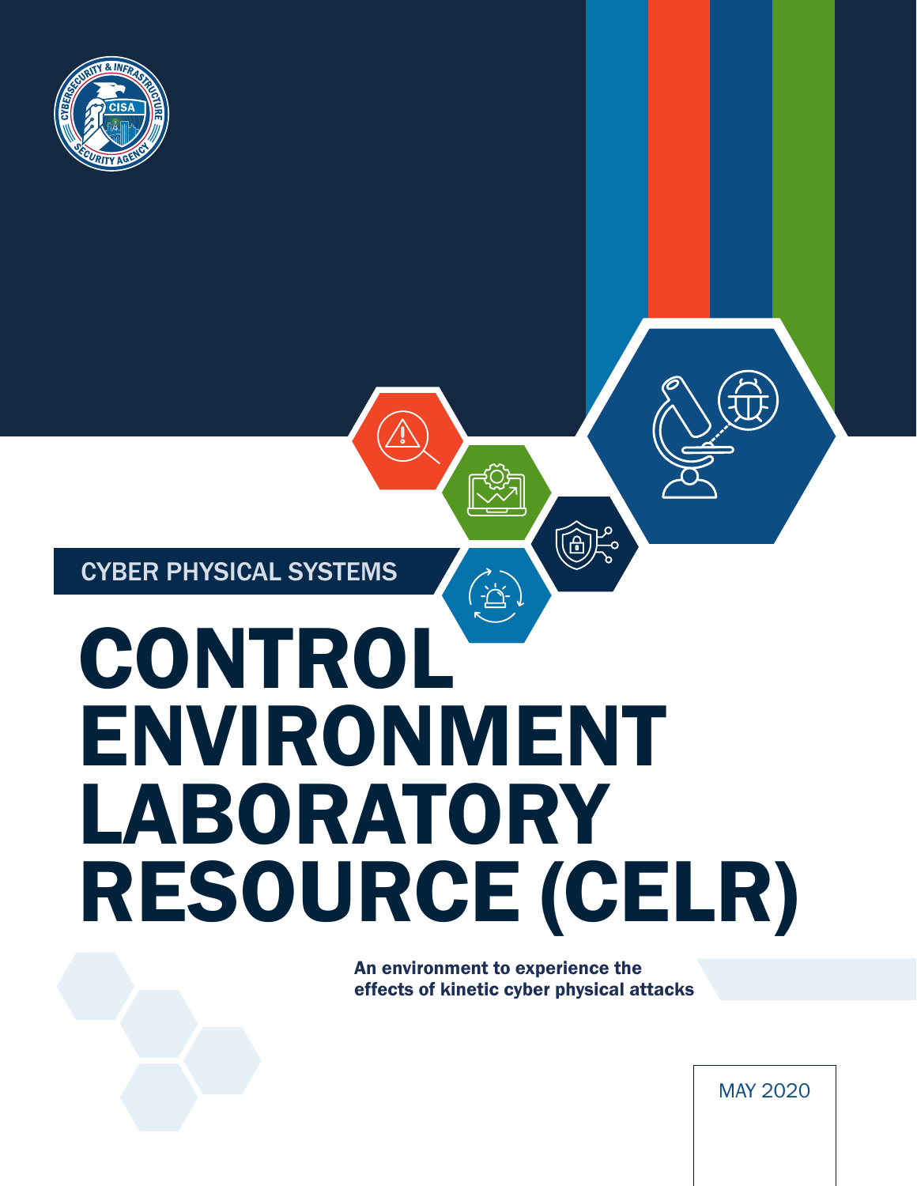CYBER PHYSICAL SYSTEMS

# CONTROL ENVIRONMENT LABORATORY RESOURCE (CELR)

**An environment to experience the effects of kinetic cyber physical attacks**

MAY 2020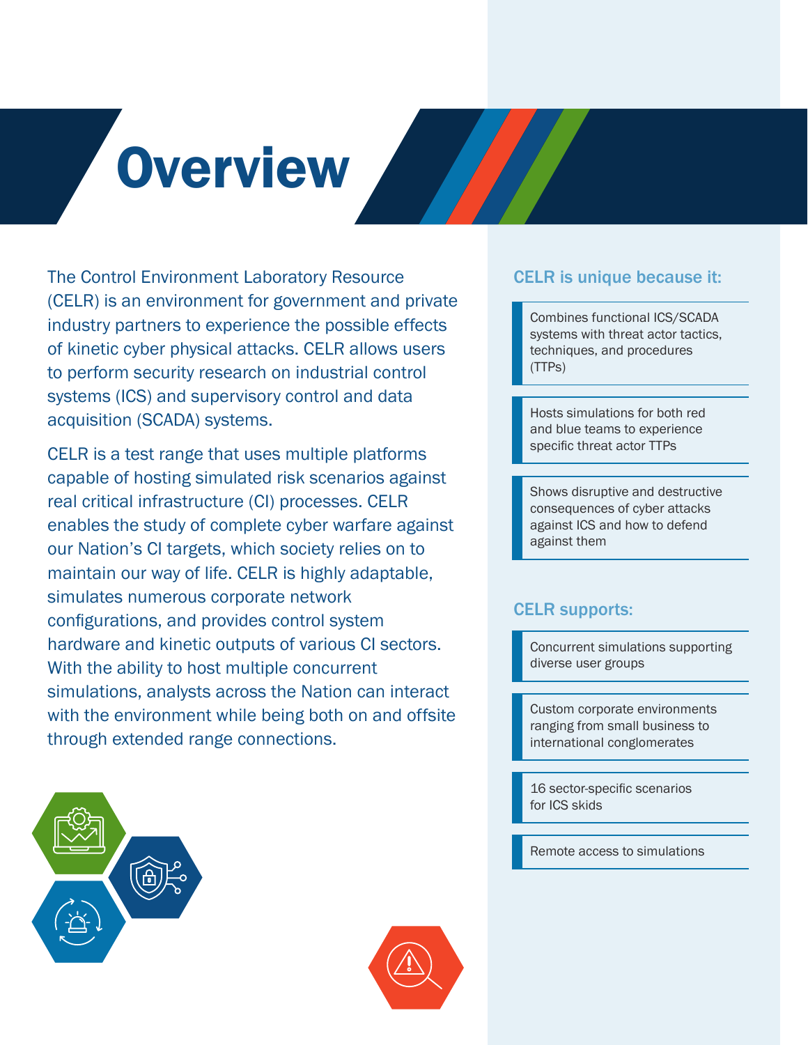# Overview

The Control Environment Laboratory Resource (CELR) is an environment for government and private industry partners to experience the possible effects of kinetic cyber physical attacks. CELR allows users to perform security research on industrial control systems (ICS) and supervisory control and data acquisition (SCADA) systems.

CELR is a test range that uses multiple platforms capable of hosting simulated risk scenarios against real critical infrastructure (CI) processes. CELR enables the study of complete cyber warfare against our Nation's CI targets, which society relies on to maintain our way of life. CELR is highly adaptable, simulates numerous corporate network configurations, and provides control system hardware and kinetic outputs of various CI sectors. With the ability to host multiple concurrent simulations, analysts across the Nation can interact with the environment while being both on and offsite through extended range connections.

## CELR is unique because it:

- Combines functional ICS/SCADA systems with threat actor tactics, techniques, and procedures (TTPs)
- Hosts simulations for both red and blue teams to experience specific threat actor TTPs
- Shows disruptive and destructive consequences of cyber attacks against ICS and how to defend against them

## CELR supports:

- Concurrent simulations supporting diverse user groups
- Custom corporate environments ranging from small business to international conglomerates
- 16 sector-specific scenarios for ICS skids
- Remote access to simulations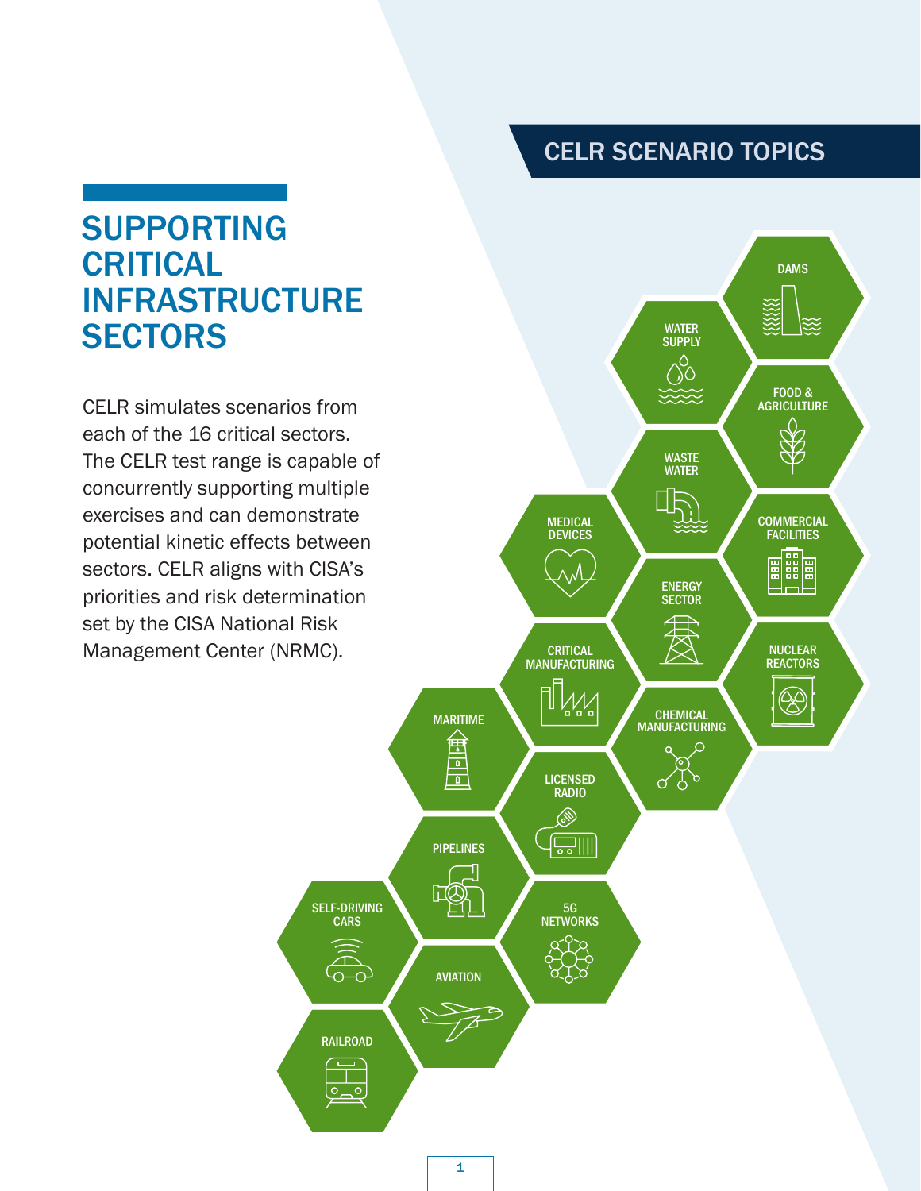# SUPPORTING CRITICAL INFRASTRUCTURE SECTORS

CELR simulates scenarios from each of the 16 critical sectors. The CELR test range is capable of concurrently supporting multiple exercises and can demonstrate potential kinetic effects between sectors. CELR aligns with CISA's priorities and risk determination set by the CISA National Risk Management Center (NRMC).

## CELR SCENARIO TOPICS

- DAMS
- WATER SUPPLY
- FOOD & AGRICULTURE
- WASTE WATER
- COMMERCIAL FACILITIES
- MEDICAL DEVICES
- ENERGY SECTOR
- NUCLEAR REACTORS
- CRITICAL MANUFACTURING
- CHEMICAL MANUFACTURING
- MARITIME
- LICENSED RADIO
- PIPELINES
- SELF-DRIVING CARS
- 5G NETWORKS
- AVIATION
- RAILROAD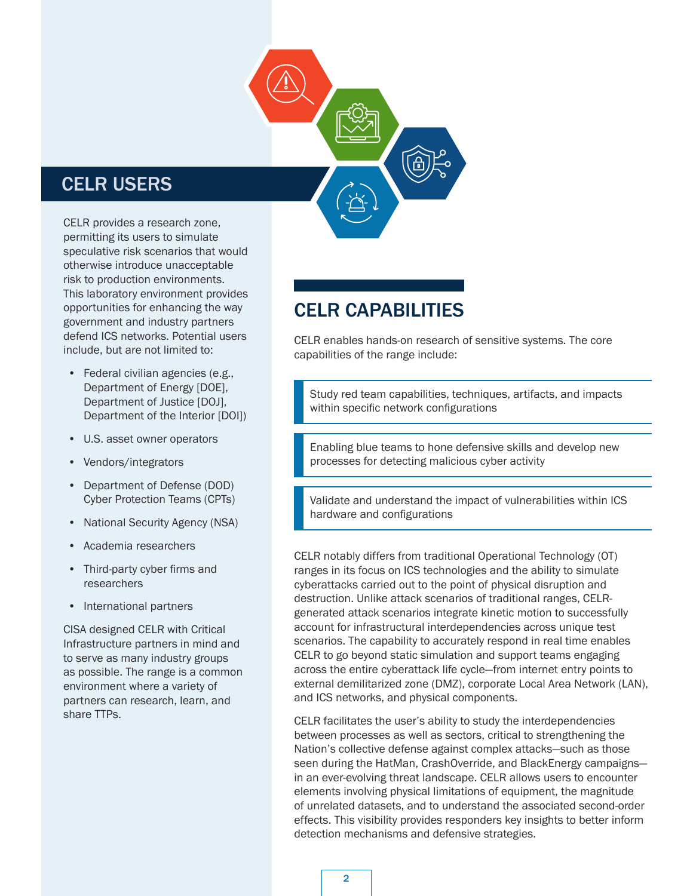## CELR USERS

CELR provides a research zone, permitting its users to simulate speculative risk scenarios that would otherwise introduce unacceptable risk to production environments. This laboratory environment provides opportunities for enhancing the way government and industry partners defend ICS networks. Potential users include, but are not limited to:

- Federal civilian agencies (e.g., Department of Energy [DOE], Department of Justice [DOJ], Department of the Interior [DOI])
- U.S. asset owner operators
- Vendors/integrators
- Department of Defense (DOD) Cyber Protection Teams (CPTs)
- National Security Agency (NSA)
- Academia researchers
- Third-party cyber firms and researchers
- International partners

CISA designed CELR with Critical Infrastructure partners in mind and to serve as many industry groups as possible. The range is a common environment where a variety of partners can research, learn, and share TTPs.

## CELR CAPABILITIES

CELR enables hands-on research of sensitive systems. The core capabilities of the range include:

- Study red team capabilities, techniques, artifacts, and impacts within specific network configurations
- Enabling blue teams to hone defensive skills and develop new processes for detecting malicious cyber activity
- Validate and understand the impact of vulnerabilities within ICS hardware and configurations

CELR notably differs from traditional Operational Technology (OT) ranges in its focus on ICS technologies and the ability to simulate cyberattacks carried out to the point of physical disruption and destruction. Unlike attack scenarios of traditional ranges, CELR-generated attack scenarios integrate kinetic motion to successfully account for infrastructural interdependencies across unique test scenarios. The capability to accurately respond in real time enables CELR to go beyond static simulation and support teams engaging across the entire cyberattack life cycle—from internet entry points to external demilitarized zone (DMZ), corporate Local Area Network (LAN), and ICS networks, and physical components.

CELR facilitates the user's ability to study the interdependencies between processes as well as sectors, critical to strengthening the Nation's collective defense against complex attacks—such as those seen during the HatMan, CrashOverride, and BlackEnergy campaigns—in an ever-evolving threat landscape. CELR allows users to encounter elements involving physical limitations of equipment, the magnitude of unrelated datasets, and to understand the associated second-order effects. This visibility provides responders key insights to better inform detection mechanisms and defensive strategies.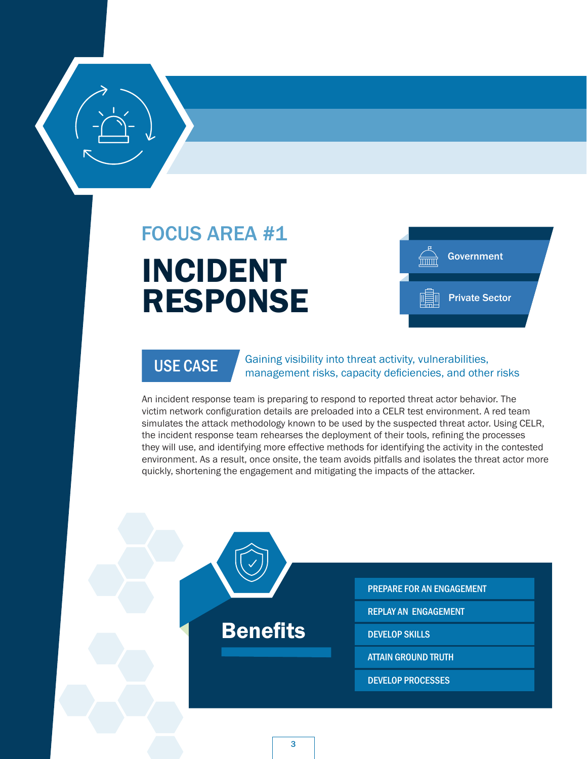FOCUS AREA #1

# INCIDENT RESPONSE

- Government
- Private Sector

**USE CASE** Gaining visibility into threat activity, vulnerabilities, management risks, capacity deficiencies, and other risks

An incident response team is preparing to respond to reported threat actor behavior. The victim network configuration details are preloaded into a CELR test environment. A red team simulates the attack methodology known to be used by the suspected threat actor. Using CELR, the incident response team rehearses the deployment of their tools, refining the processes they will use, and identifying more effective methods for identifying the activity in the contested environment. As a result, once onsite, the team avoids pitfalls and isolates the threat actor more quickly, shortening the engagement and mitigating the impacts of the attacker.

## Benefits

- PREPARE FOR AN ENGAGEMENT
- REPLAY AN ENGAGEMENT
- DEVELOP SKILLS
- ATTAIN GROUND TRUTH
- DEVELOP PROCESSES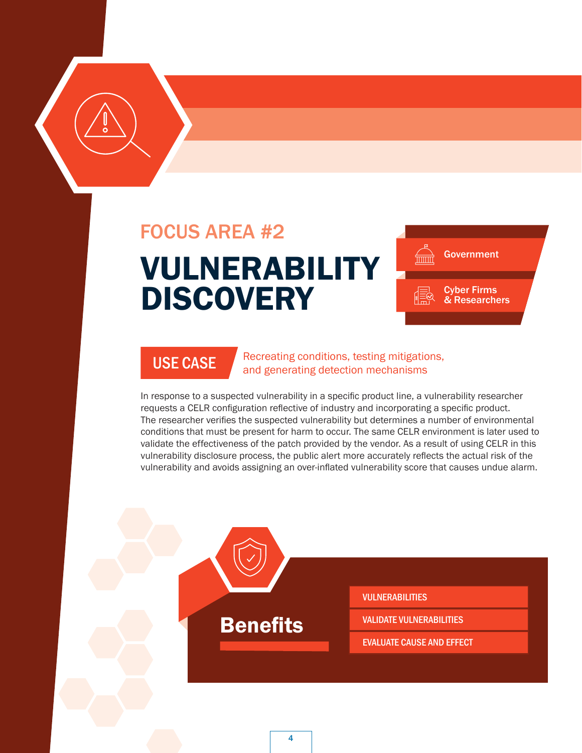FOCUS AREA #2

# VULNERABILITY DISCOVERY

- Government
- Cyber Firms & Researchers

## USE CASE

Recreating conditions, testing mitigations, and generating detection mechanisms

In response to a suspected vulnerability in a specific product line, a vulnerability researcher requests a CELR configuration reflective of industry and incorporating a specific product. The researcher verifies the suspected vulnerability but determines a number of environmental conditions that must be present for harm to occur. The same CELR environment is later used to validate the effectiveness of the patch provided by the vendor. As a result of using CELR in this vulnerability disclosure process, the public alert more accurately reflects the actual risk of the vulnerability and avoids assigning an over-inflated vulnerability score that causes undue alarm.

## Benefits

- VULNERABILITIES
- VALIDATE VULNERABILITIES
- EVALUATE CAUSE AND EFFECT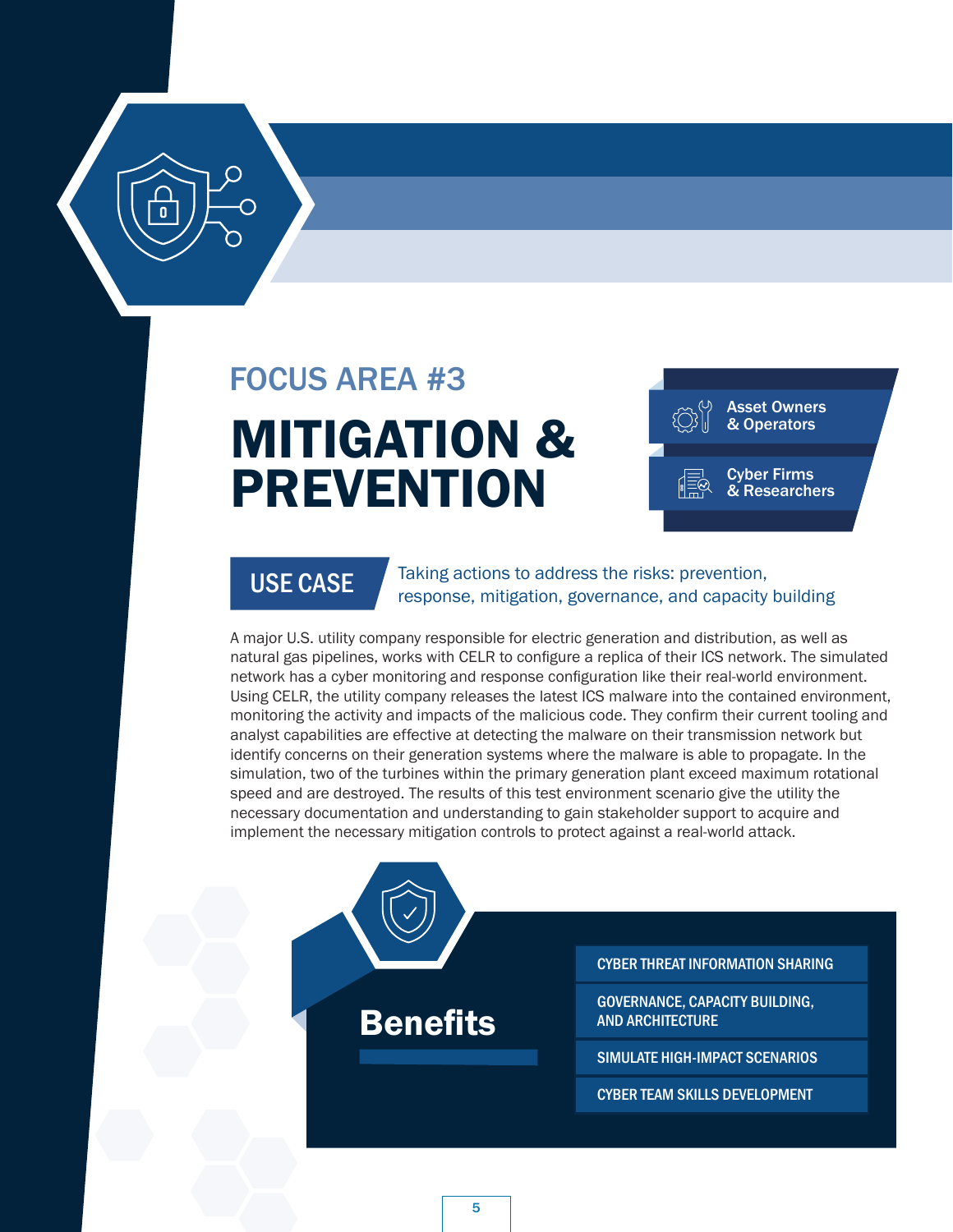## FOCUS AREA #3

# MITIGATION & PREVENTION

- Asset Owners & Operators
- Cyber Firms & Researchers

### USE CASE

Taking actions to address the risks: prevention, response, mitigation, governance, and capacity building

A major U.S. utility company responsible for electric generation and distribution, as well as natural gas pipelines, works with CELR to configure a replica of their ICS network. The simulated network has a cyber monitoring and response configuration like their real-world environment. Using CELR, the utility company releases the latest ICS malware into the contained environment, monitoring the activity and impacts of the malicious code. They confirm their current tooling and analyst capabilities are effective at detecting the malware on their transmission network but identify concerns on their generation systems where the malware is able to propagate. In the simulation, two of the turbines within the primary generation plant exceed maximum rotational speed and are destroyed. The results of this test environment scenario give the utility the necessary documentation and understanding to gain stakeholder support to acquire and implement the necessary mitigation controls to protect against a real-world attack.

## Benefits

- CYBER THREAT INFORMATION SHARING
- GOVERNANCE, CAPACITY BUILDING, AND ARCHITECTURE
- SIMULATE HIGH-IMPACT SCENARIOS
- CYBER TEAM SKILLS DEVELOPMENT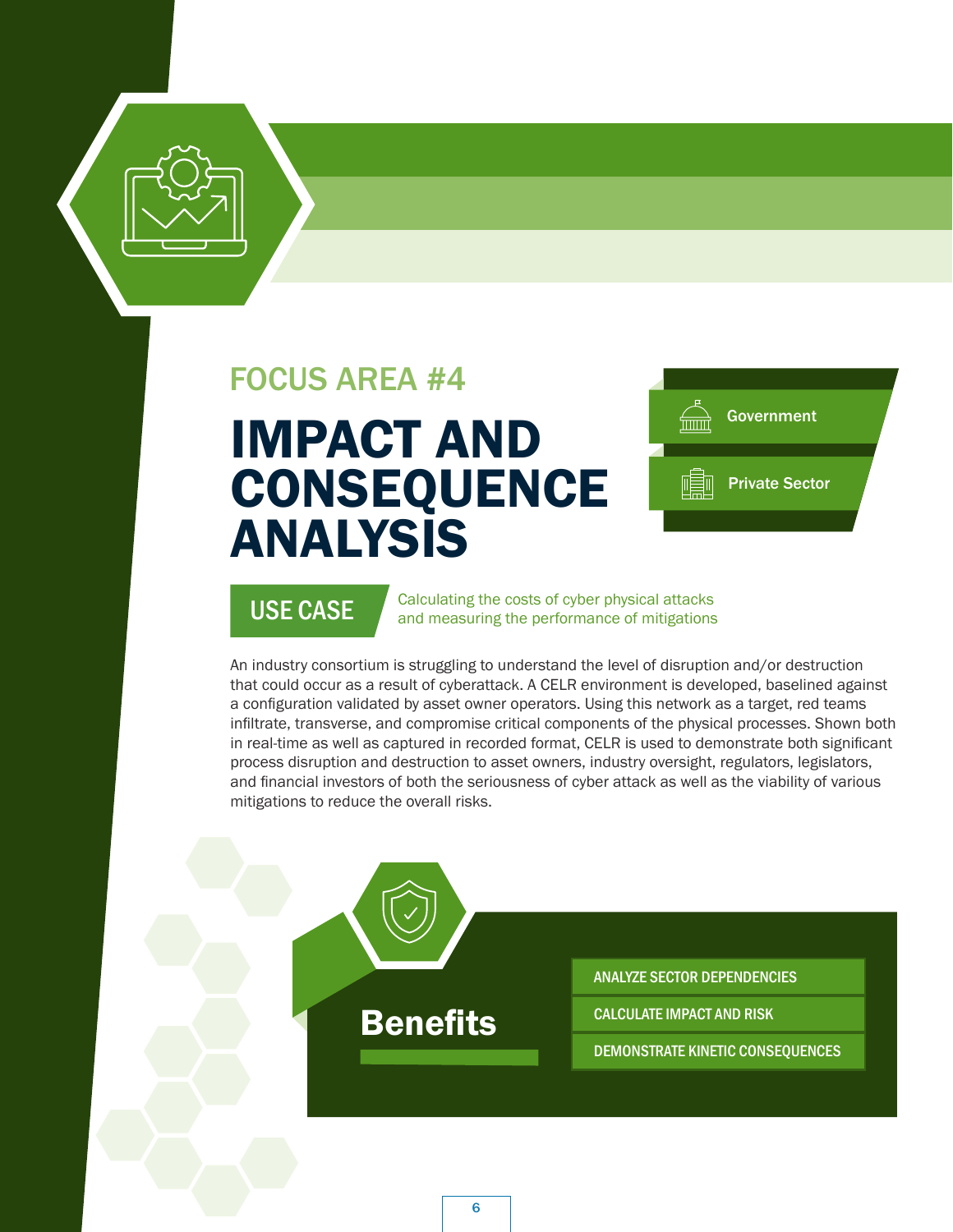FOCUS AREA #4

# IMPACT AND CONSEQUENCE ANALYSIS

- Government
- Private Sector

**USE CASE** Calculating the costs of cyber physical attacks and measuring the performance of mitigations

An industry consortium is struggling to understand the level of disruption and/or destruction that could occur as a result of cyberattack. A CELR environment is developed, baselined against a configuration validated by asset owner operators. Using this network as a target, red teams infiltrate, transverse, and compromise critical components of the physical processes. Shown both in real-time as well as captured in recorded format, CELR is used to demonstrate both significant process disruption and destruction to asset owners, industry oversight, regulators, legislators, and financial investors of both the seriousness of cyber attack as well as the viability of various mitigations to reduce the overall risks.

## Benefits

- ANALYZE SECTOR DEPENDENCIES
- CALCULATE IMPACT AND RISK
- DEMONSTRATE KINETIC CONSEQUENCES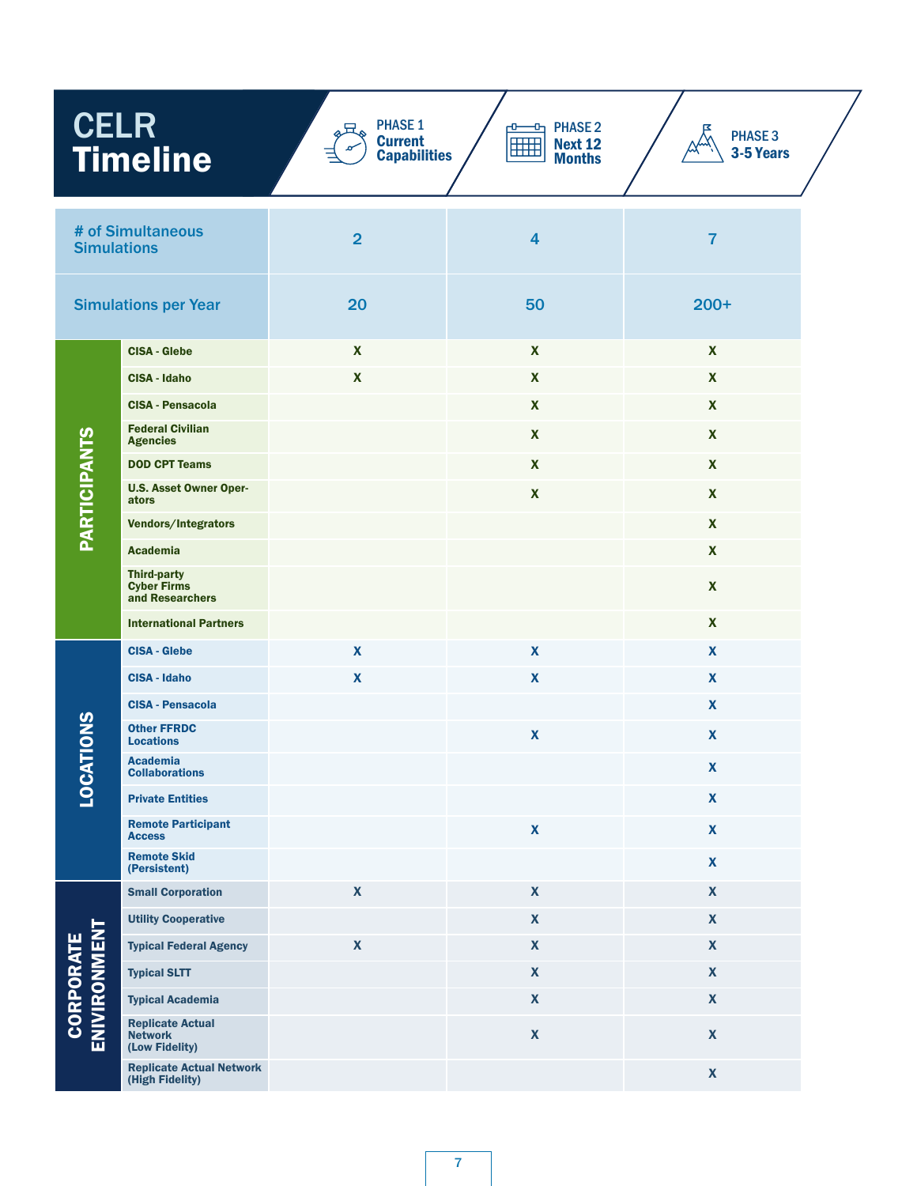# CELR Timeline

| | | PHASE 1 Current Capabilities | PHASE 2 Next 12 Months | PHASE 3 3-5 Years |
|---|---|---|---|---|
| # of Simultaneous Simulations | | 2 | 4 | 7 |
| Simulations per Year | | 20 | 50 | 200+ |
| PARTICIPANTS | CISA - Glebe | X | X | X |
| | CISA - Idaho | X | X | X |
| | CISA - Pensacola | | X | X |
| | Federal Civilian Agencies | | X | X |
| | DOD CPT Teams | | X | X |
| | U.S. Asset Owner Operators | | X | X |
| | Vendors/Integrators | | | X |
| | Academia | | | X |
| | Third-party Cyber Firms and Researchers | | | X |
| | International Partners | | | X |
| LOCATIONS | CISA - Glebe | X | X | X |
| | CISA - Idaho | X | X | X |
| | CISA - Pensacola | | | X |
| | Other FFRDC Locations | | X | X |
| | Academia Collaborations | | | X |
| | Private Entities | | | X |
| | Remote Participant Access | | X | X |
| | Remote Skid (Persistent) | | | X |
| CORPORATE ENVIRONMENT | Small Corporation | X | X | X |
| | Utility Cooperative | | X | X |
| | Typical Federal Agency | X | X | X |
| | Typical SLTT | | X | X |
| | Typical Academia | | X | X |
| | Replicate Actual Network (Low Fidelity) | | X | X |
| | Replicate Actual Network (High Fidelity) | | | X |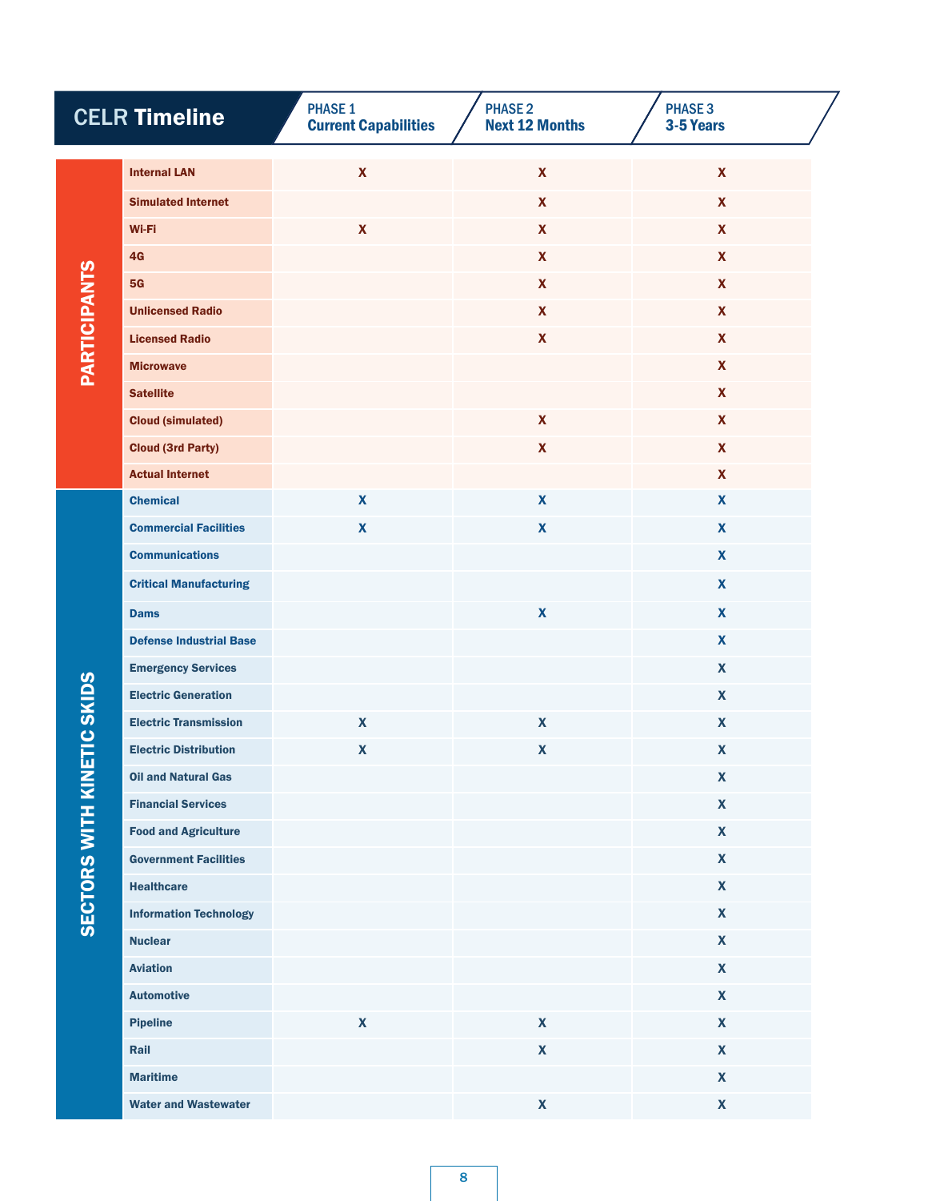# CELR Timeline

| Category | Item | PHASE 1 Current Capabilities | PHASE 2 Next 12 Months | PHASE 3 3-5 Years |
|---|---|---|---|---|
| PARTICIPANTS | Internal LAN | X | X | X |
| | Simulated Internet | | X | X |
| | Wi-Fi | X | X | X |
| | 4G | | X | X |
| | 5G | | X | X |
| | Unlicensed Radio | | X | X |
| | Licensed Radio | | X | X |
| | Microwave | | | X |
| | Satellite | | | X |
| | Cloud (simulated) | | X | X |
| | Cloud (3rd Party) | | X | X |
| | Actual Internet | | | X |
| SECTORS WITH KINETIC SKIDS | Chemical | X | X | X |
| | Commercial Facilities | X | X | X |
| | Communications | | | X |
| | Critical Manufacturing | | | X |
| | Dams | | X | X |
| | Defense Industrial Base | | | X |
| | Emergency Services | | | X |
| | Electric Generation | | | X |
| | Electric Transmission | X | X | X |
| | Electric Distribution | X | X | X |
| | Oil and Natural Gas | | | X |
| | Financial Services | | | X |
| | Food and Agriculture | | | X |
| | Government Facilities | | | X |
| | Healthcare | | | X |
| | Information Technology | | | X |
| | Nuclear | | | X |
| | Aviation | | | X |
| | Automotive | | | X |
| | Pipeline | X | X | X |
| | Rail | | X | X |
| | Maritime | | | X |
| | Water and Wastewater | | X | X |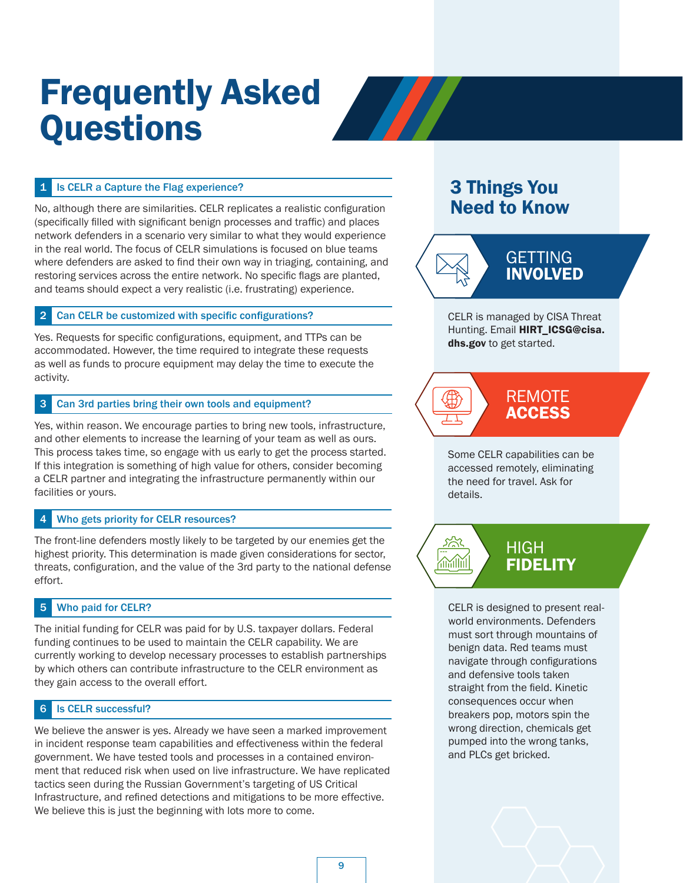# Frequently Asked Questions

### 1 Is CELR a Capture the Flag experience?

No, although there are similarities. CELR replicates a realistic configuration (specifically filled with significant benign processes and traffic) and places network defenders in a scenario very similar to what they would experience in the real world. The focus of CELR simulations is focused on blue teams where defenders are asked to find their own way in triaging, containing, and restoring services across the entire network. No specific flags are planted, and teams should expect a very realistic (i.e. frustrating) experience.

### 2 Can CELR be customized with specific configurations?

Yes. Requests for specific configurations, equipment, and TTPs can be accommodated. However, the time required to integrate these requests as well as funds to procure equipment may delay the time to execute the activity.

### 3 Can 3rd parties bring their own tools and equipment?

Yes, within reason. We encourage parties to bring new tools, infrastructure, and other elements to increase the learning of your team as well as ours. This process takes time, so engage with us early to get the process started. If this integration is something of high value for others, consider becoming a CELR partner and integrating the infrastructure permanently within our facilities or yours.

### 4 Who gets priority for CELR resources?

The front-line defenders mostly likely to be targeted by our enemies get the highest priority. This determination is made given considerations for sector, threats, configuration, and the value of the 3rd party to the national defense effort.

### 5 Who paid for CELR?

The initial funding for CELR was paid for by U.S. taxpayer dollars. Federal funding continues to be used to maintain the CELR capability. We are currently working to develop necessary processes to establish partnerships by which others can contribute infrastructure to the CELR environment as they gain access to the overall effort.

### 6 Is CELR successful?

We believe the answer is yes. Already we have seen a marked improvement in incident response team capabilities and effectiveness within the federal government. We have tested tools and processes in a contained environment that reduced risk when used on live infrastructure. We have replicated tactics seen during the Russian Government's targeting of US Critical Infrastructure, and refined detections and mitigations to be more effective. We believe this is just the beginning with lots more to come.

## 3 Things You Need to Know

### GETTING **INVOLVED**

CELR is managed by CISA Threat Hunting. Email **HIRT_ICSG@cisa.dhs.gov** to get started.

### REMOTE **ACCESS**

Some CELR capabilities can be accessed remotely, eliminating the need for travel. Ask for details.

### HIGH **FIDELITY**

CELR is designed to present real-world environments. Defenders must sort through mountains of benign data. Red teams must navigate through configurations and defensive tools taken straight from the field. Kinetic consequences occur when breakers pop, motors spin the wrong direction, chemicals get pumped into the wrong tanks, and PLCs get bricked.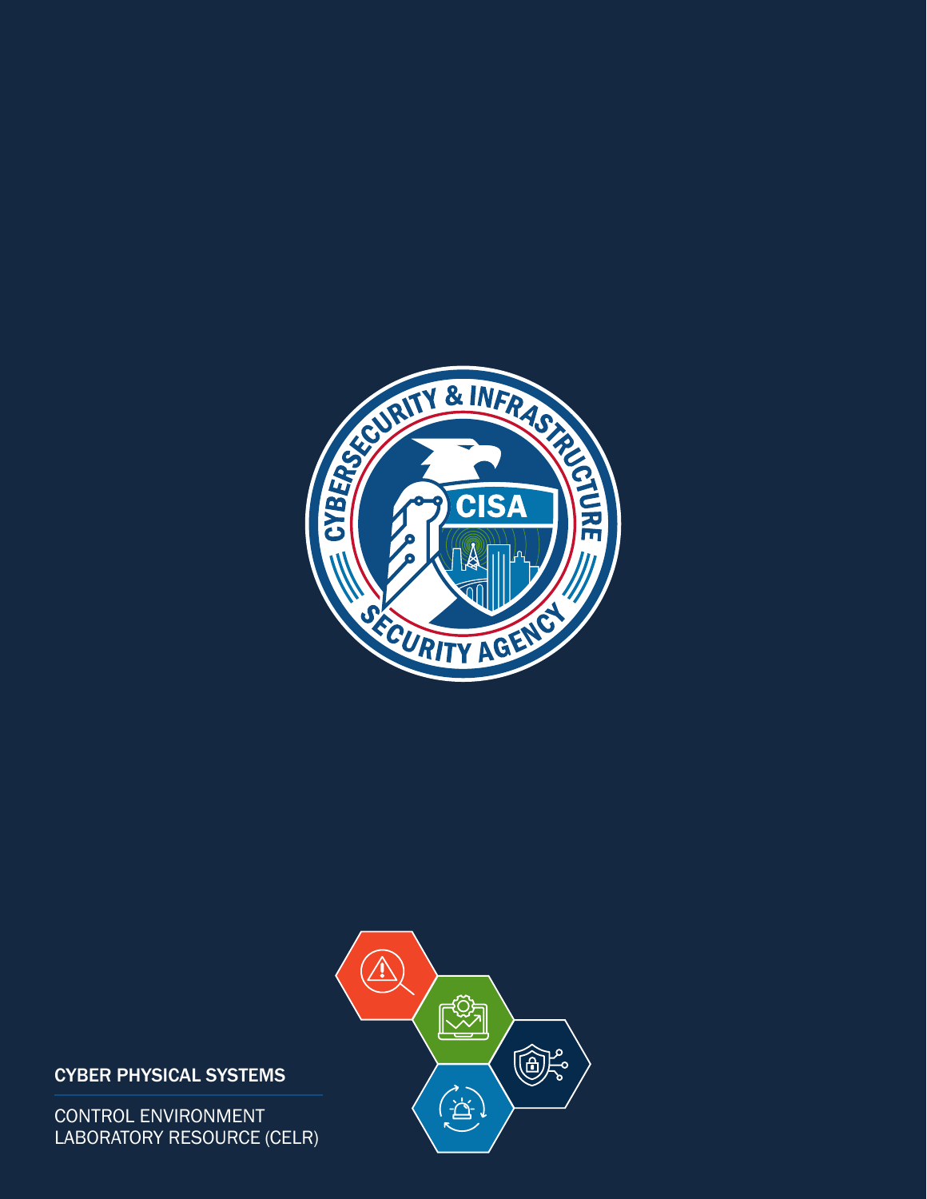CYBER PHYSICAL SYSTEMS

CONTROL ENVIRONMENT LABORATORY RESOURCE (CELR)